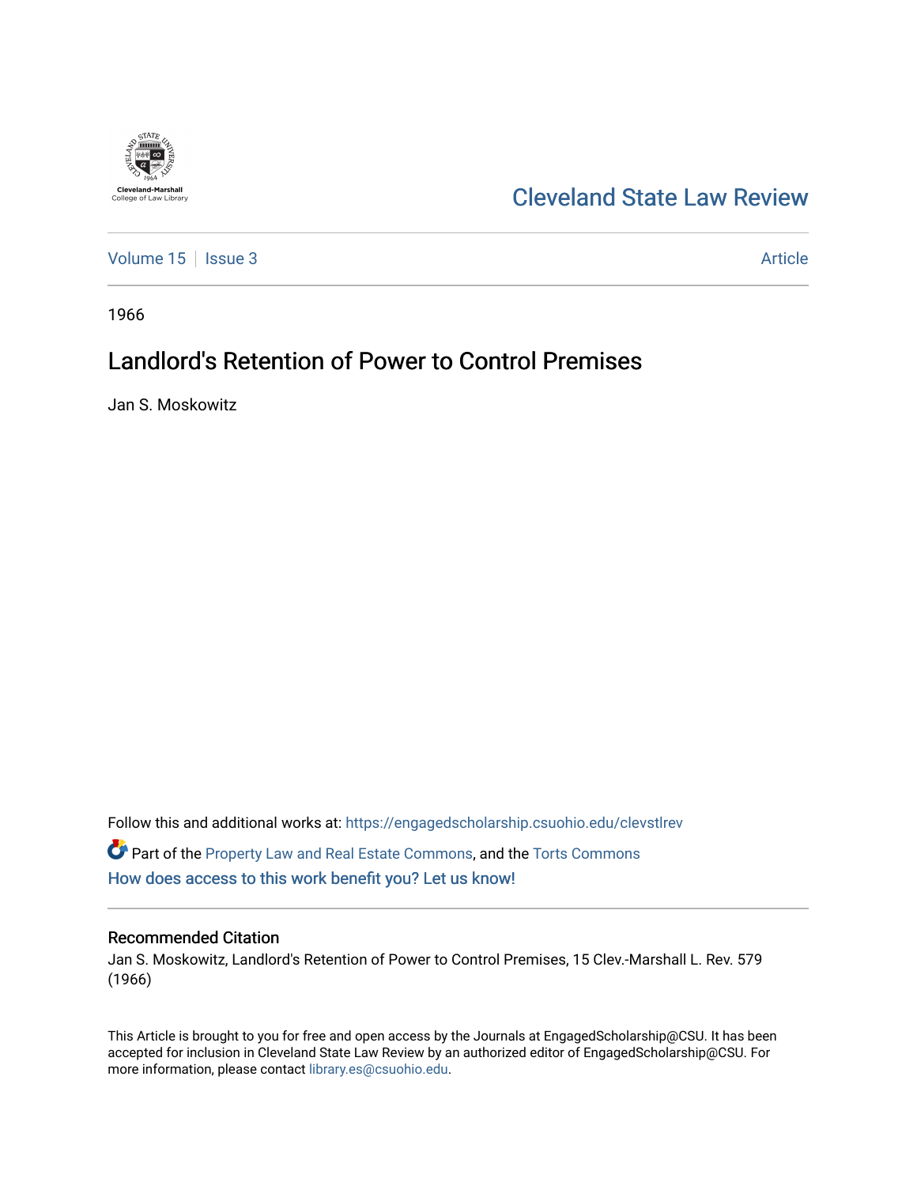Cleveland State Law Review

Volume 15 | Issue 3 | Article

1966

# Landlord's Retention of Power to Control Premises

Jan S. Moskowitz

Follow this and additional works at: https://engagedscholarship.csuohio.edu/clevstlrev

Part of the Property Law and Real Estate Commons, and the Torts Commons

How does access to this work benefit you? Let us know!

## Recommended Citation

Jan S. Moskowitz, Landlord's Retention of Power to Control Premises, 15 Clev.-Marshall L. Rev. 579 (1966)

This Article is brought to you for free and open access by the Journals at EngagedScholarship@CSU. It has been accepted for inclusion in Cleveland State Law Review by an authorized editor of EngagedScholarship@CSU. For more information, please contact library.es@csuohio.edu.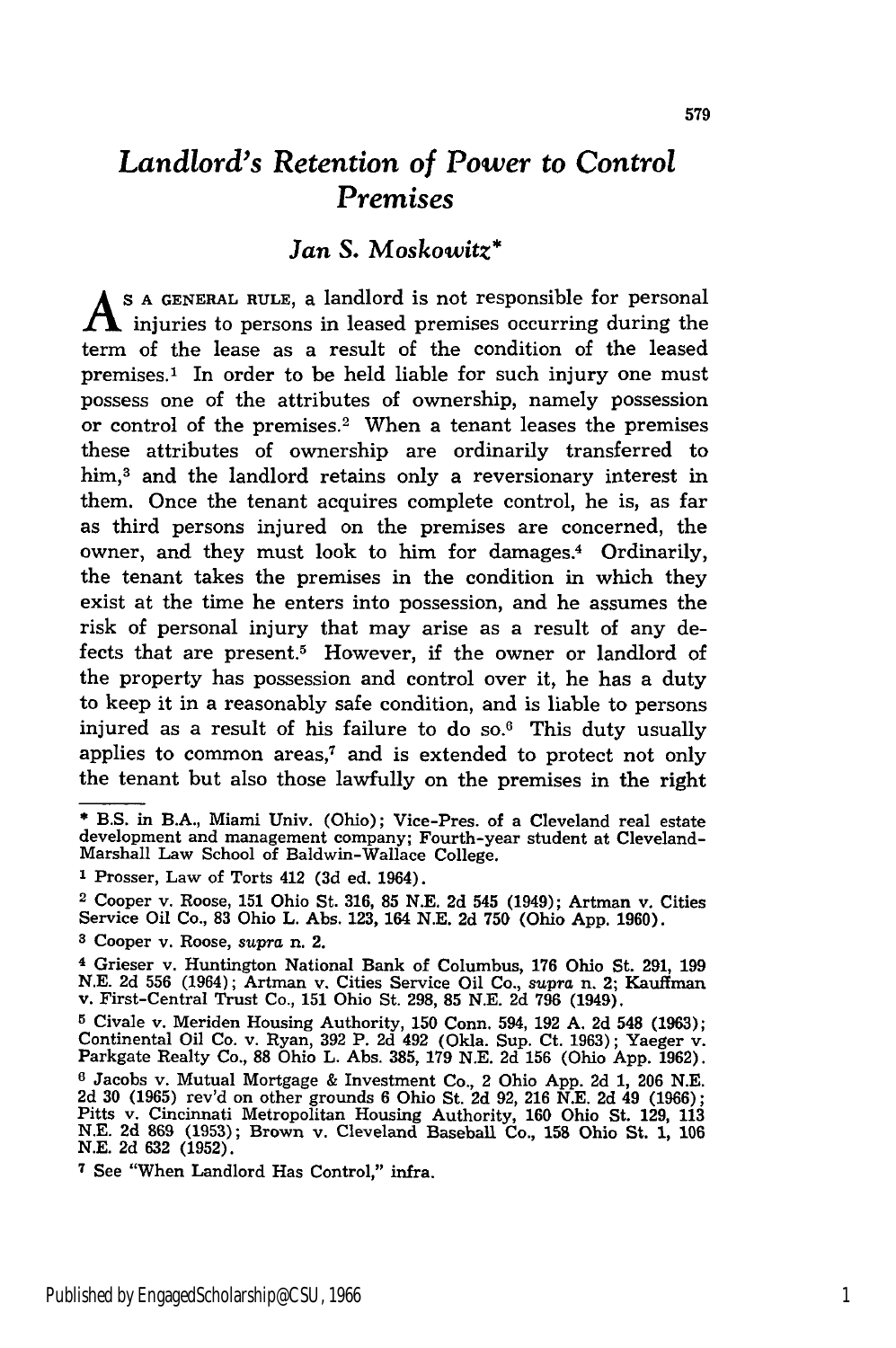# *Landlord's Retention of Power to Control Premises*

## *Jan S. Moskowitz**

As a general rule, a landlord is not responsible for personal injuries to persons in leased premises occurring during the term of the lease as a result of the condition of the leased premises.[1] In order to be held liable for such injury one must possess one of the attributes of ownership, namely possession or control of the premises.[2] When a tenant leases the premises these attributes of ownership are ordinarily transferred to him,[3] and the landlord retains only a reversionary interest in them. Once the tenant acquires complete control, he is, as far as third persons injured on the premises are concerned, the owner, and they must look to him for damages.[4] Ordinarily, the tenant takes the premises in the condition in which they exist at the time he enters into possession, and he assumes the risk of personal injury that may arise as a result of any defects that are present.[5] However, if the owner or landlord of the property has possession and control over it, he has a duty to keep it in a reasonably safe condition, and is liable to persons injured as a result of his failure to do so.[6] This duty usually applies to common areas,[7] and is extended to protect not only the tenant but also those lawfully on the premises in the right

---

\* B.S. in B.A., Miami Univ. (Ohio); Vice-Pres. of a Cleveland real estate development and management company; Fourth-year student at Cleveland-Marshall Law School of Baldwin-Wallace College.

1 Prosser, Law of Torts 412 (3d ed. 1964).

2 Cooper v. Roose, 151 Ohio St. 316, 85 N.E. 2d 545 (1949); Artman v. Cities Service Oil Co., 83 Ohio L. Abs. 123, 164 N.E. 2d 750 (Ohio App. 1960).

3 Cooper v. Roose, *supra* n. 2.

4 Grieser v. Huntington National Bank of Columbus, 176 Ohio St. 291, 199 N.E. 2d 556 (1964); Artman v. Cities Service Oil Co., *supra* n. 2; Kauffman v. First-Central Trust Co., 151 Ohio St. 298, 85 N.E. 2d 796 (1949).

5 Civale v. Meriden Housing Authority, 150 Conn. 594, 192 A. 2d 548 (1963); Continental Oil Co. v. Ryan, 392 P. 2d 492 (Okla. Sup. Ct. 1963); Yaeger v. Parkgate Realty Co., 88 Ohio L. Abs. 385, 179 N.E. 2d 156 (Ohio App. 1962).

6 Jacobs v. Mutual Mortgage & Investment Co., 2 Ohio App. 2d 1, 206 N.E. 2d 30 (1965) rev'd on other grounds 6 Ohio St. 2d 92, 216 N.E. 2d 49 (1966); Pitts v. Cincinnati Metropolitan Housing Authority, 160 Ohio St. 129, 113 N.E. 2d 869 (1953); Brown v. Cleveland Baseball Co., 158 Ohio St. 1, 106 N.E. 2d 632 (1952).

7 See "When Landlord Has Control," infra.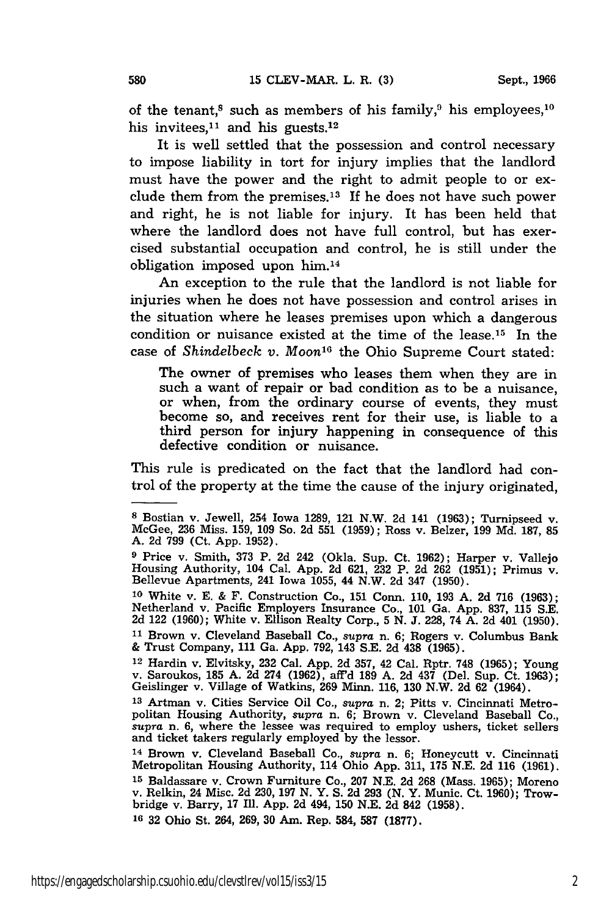of the tenant,[8] such as members of his family,[9] his employees,[10] his invitees,[11] and his guests.[12]

It is well settled that the possession and control necessary to impose liability in tort for injury implies that the landlord must have the power and the right to admit people to or exclude them from the premises.[13] If he does not have such power and right, he is not liable for injury. It has been held that where the landlord does not have full control, but has exercised substantial occupation and control, he is still under the obligation imposed upon him.[14]

An exception to the rule that the landlord is not liable for injuries when he does not have possession and control arises in the situation where he leases premises upon which a dangerous condition or nuisance existed at the time of the lease.[15] In the case of *Shindelbeck v. Moon*[16] the Ohio Supreme Court stated:

> The owner of premises who leases them when they are in such a want of repair or bad condition as to be a nuisance, or when, from the ordinary course of events, they must become so, and receives rent for their use, is liable to a third person for injury happening in consequence of this defective condition or nuisance.

This rule is predicated on the fact that the landlord had control of the property at the time the cause of the injury originated,

---

[8] Bostian v. Jewell, 254 Iowa 1289, 121 N.W. 2d 141 (1963); Turnipseed v. McGee, 236 Miss. 159, 109 So. 2d 551 (1959); Ross v. Belzer, 199 Md. 187, 85 A. 2d 799 (Ct. App. 1952).

[9] Price v. Smith, 373 P. 2d 242 (Okla. Sup. Ct. 1962); Harper v. Vallejo Housing Authority, 104 Cal. App. 2d 621, 232 P. 2d 262 (1951); Primus v. Bellevue Apartments, 241 Iowa 1055, 44 N.W. 2d 347 (1950).

[10] White v. E. & F. Construction Co., 151 Conn. 110, 193 A. 2d 716 (1963); Netherland v. Pacific Employers Insurance Co., 101 Ga. App. 837, 115 S.E. 2d 122 (1960); White v. Ellison Realty Corp., 5 N. J. 228, 74 A. 2d 401 (1950).

[11] Brown v. Cleveland Baseball Co., *supra* n. 6; Rogers v. Columbus Bank & Trust Company, 111 Ga. App. 792, 143 S.E. 2d 438 (1965).

[12] Hardin v. Elvitsky, 232 Cal. App. 2d 357, 42 Cal. Rptr. 748 (1965); Young v. Saroukos, 185 A. 2d 274 (1962), aff'd 189 A. 2d 437 (Del. Sup. Ct. 1963); Geislinger v. Village of Watkins, 269 Minn. 116, 130 N.W. 2d 62 (1964).

[13] Artman v. Cities Service Oil Co., *supra* n. 2; Pitts v. Cincinnati Metropolitan Housing Authority, *supra* n. 6; Brown v. Cleveland Baseball Co., *supra* n. 6, where the lessee was required to employ ushers, ticket sellers and ticket takers regularly employed by the lessor.

[14] Brown v. Cleveland Baseball Co., *supra* n. 6; Honeycutt v. Cincinnati Metropolitan Housing Authority, 114 Ohio App. 311, 175 N.E. 2d 116 (1961).

[15] Baldassare v. Crown Furniture Co., 207 N.E. 2d 268 (Mass. 1965); Moreno v. Relkin, 24 Misc. 2d 230, 197 N. Y. S. 2d 293 (N. Y. Munic. Ct. 1960); Trowbridge v. Barry, 17 Ill. App. 2d 494, 150 N.E. 2d 842 (1958).

[16] 32 Ohio St. 264, 269, 30 Am. Rep. 584, 587 (1877).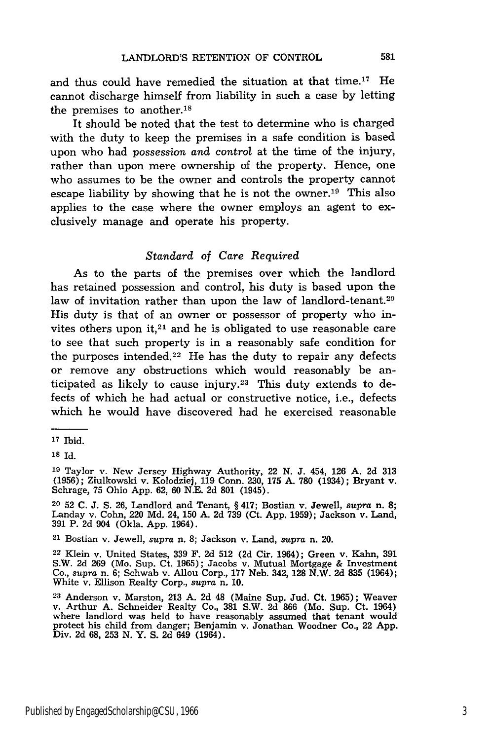and thus could have remedied the situation at that time.[17] He cannot discharge himself from liability in such a case by letting the premises to another.[18]

It should be noted that the test to determine who is charged with the duty to keep the premises in a safe condition is based upon who had *possession and control* at the time of the injury, rather than upon mere ownership of the property. Hence, one who assumes to be the owner and controls the property cannot escape liability by showing that he is not the owner.[19] This also applies to the case where the owner employs an agent to exclusively manage and operate his property.

### *Standard of Care Required*

As to the parts of the premises over which the landlord has retained possession and control, his duty is based upon the law of invitation rather than upon the law of landlord-tenant.[20] His duty is that of an owner or possessor of property who invites others upon it,[21] and he is obligated to use reasonable care to see that such property is in a reasonably safe condition for the purposes intended.[22] He has the duty to repair any defects or remove any obstructions which would reasonably be anticipated as likely to cause injury.[23] This duty extends to defects of which he had actual or constructive notice, i.e., defects which he would have discovered had he exercised reasonable

---

[17] Ibid.

[18] Id.

[19] Taylor v. New Jersey Highway Authority, 22 N. J. 454, 126 A. 2d 313 (1956); Ziulkowski v. Kolodziej, 119 Conn. 230, 175 A. 780 (1934); Bryant v. Schrage, 75 Ohio App. 62, 60 N.E. 2d 801 (1945).

[20] 52 C. J. S. 26, Landlord and Tenant, § 417; Bostian v. Jewell, *supra* n. 8; Landay v. Cohn, 220 Md. 24, 150 A. 2d 739 (Ct. App. 1959); Jackson v. Land, 391 P. 2d 904 (Okla. App. 1964).

[21] Bostian v. Jewell, *supra* n. 8; Jackson v. Land, *supra* n. 20.

[22] Klein v. United States, 339 F. 2d 512 (2d Cir. 1964); Green v. Kahn, 391 S.W. 2d 269 (Mo. Sup. Ct. 1965); Jacobs v. Mutual Mortgage & Investment Co., *supra* n. 6; Schwab v. Allou Corp., 177 Neb. 342, 128 N.W. 2d 835 (1964); White v. Ellison Realty Corp., *supra* n. 10.

[23] Anderson v. Marston, 213 A. 2d 48 (Maine Sup. Jud. Ct. 1965); Weaver v. Arthur A. Schneider Realty Co., 381 S.W. 2d 866 (Mo. Sup. Ct. 1964) where landlord was held to have reasonably assumed that tenant would protect his child from danger; Benjamin v. Jonathan Woodner Co., 22 App. Div. 2d 68, 253 N. Y. S. 2d 649 (1964).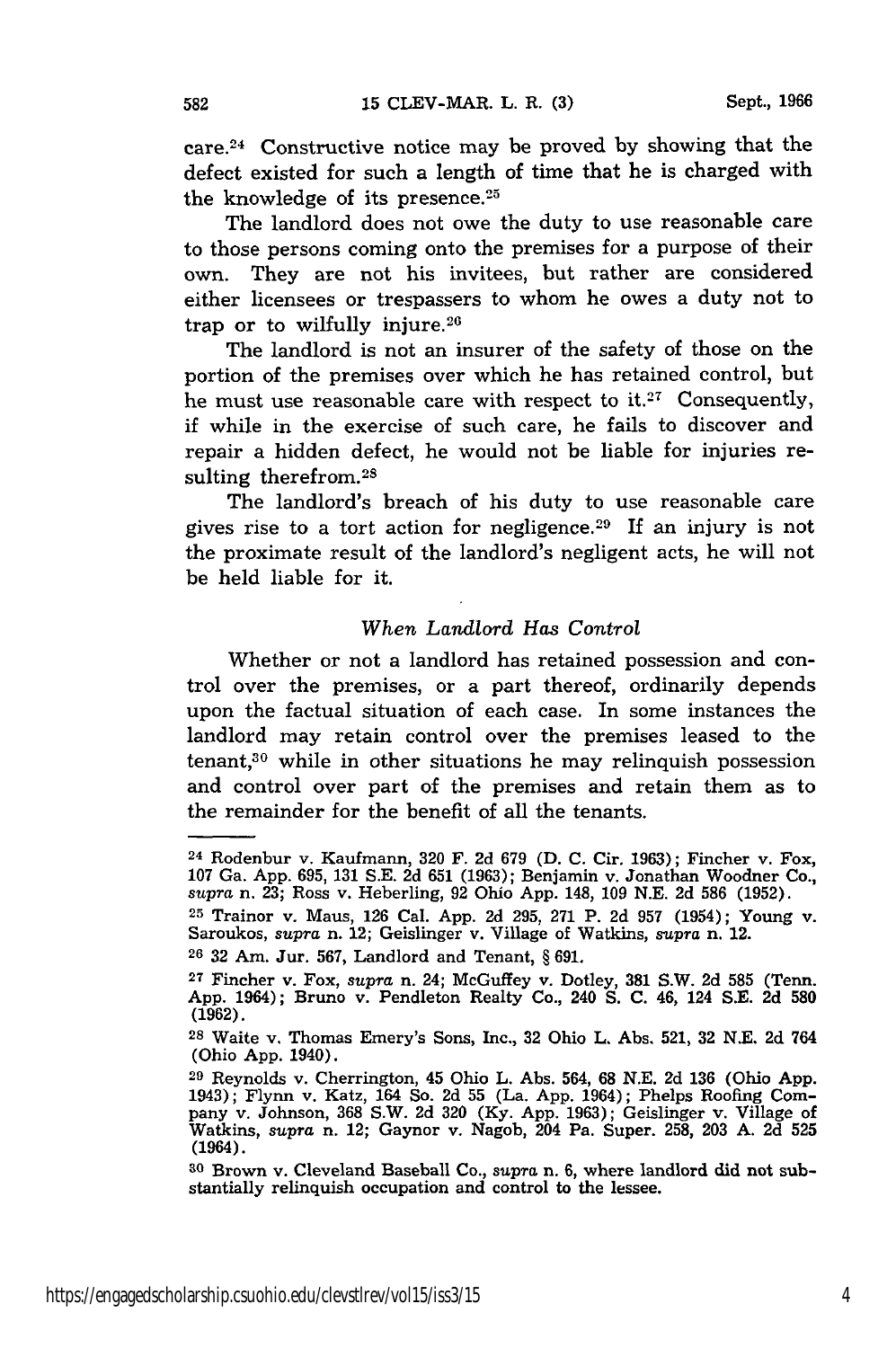care.[24] Constructive notice may be proved by showing that the defect existed for such a length of time that he is charged with the knowledge of its presence.[25]

The landlord does not owe the duty to use reasonable care to those persons coming onto the premises for a purpose of their own. They are not his invitees, but rather are considered either licensees or trespassers to whom he owes a duty not to trap or to wilfully injure.[26]

The landlord is not an insurer of the safety of those on the portion of the premises over which he has retained control, but he must use reasonable care with respect to it.[27] Consequently, if while in the exercise of such care, he fails to discover and repair a hidden defect, he would not be liable for injuries resulting therefrom.[28]

The landlord's breach of his duty to use reasonable care gives rise to a tort action for negligence.[29] If an injury is not the proximate result of the landlord's negligent acts, he will not be held liable for it.

### *When Landlord Has Control*

Whether or not a landlord has retained possession and control over the premises, or a part thereof, ordinarily depends upon the factual situation of each case. In some instances the landlord may retain control over the premises leased to the tenant,[30] while in other situations he may relinquish possession and control over part of the premises and retain them as to the remainder for the benefit of all the tenants.

---

[24] Rodenbur v. Kaufmann, 320 F. 2d 679 (D. C. Cir. 1963); Fincher v. Fox, 107 Ga. App. 695, 131 S.E. 2d 651 (1963); Benjamin v. Jonathan Woodner Co., *supra* n. 23; Ross v. Heberling, 92 Ohio App. 148, 109 N.E. 2d 586 (1952).

[25] Trainor v. Maus, 126 Cal. App. 2d 295, 271 P. 2d 957 (1954); Young v. Saroukos, *supra* n. 12; Geislinger v. Village of Watkins, *supra* n. 12.

[26] 32 Am. Jur. 567, Landlord and Tenant, § 691.

[27] Fincher v. Fox, *supra* n. 24; McGuffey v. Dotley, 381 S.W. 2d 585 (Tenn. App. 1964); Bruno v. Pendleton Realty Co., 240 S. C. 46, 124 S.E. 2d 580 (1962).

[28] Waite v. Thomas Emery's Sons, Inc., 32 Ohio L. Abs. 521, 32 N.E. 2d 764 (Ohio App. 1940).

[29] Reynolds v. Cherrington, 45 Ohio L. Abs. 564, 68 N.E. 2d 136 (Ohio App. 1943); Flynn v. Katz, 164 So. 2d 55 (La. App. 1964); Phelps Roofing Company v. Johnson, 368 S.W. 2d 320 (Ky. App. 1963); Geislinger v. Village of Watkins, *supra* n. 12; Gaynor v. Nagob, 204 Pa. Super. 258, 203 A. 2d 525 (1964).

[30] Brown v. Cleveland Baseball Co., *supra* n. 6, where landlord did not substantially relinquish occupation and control to the lessee.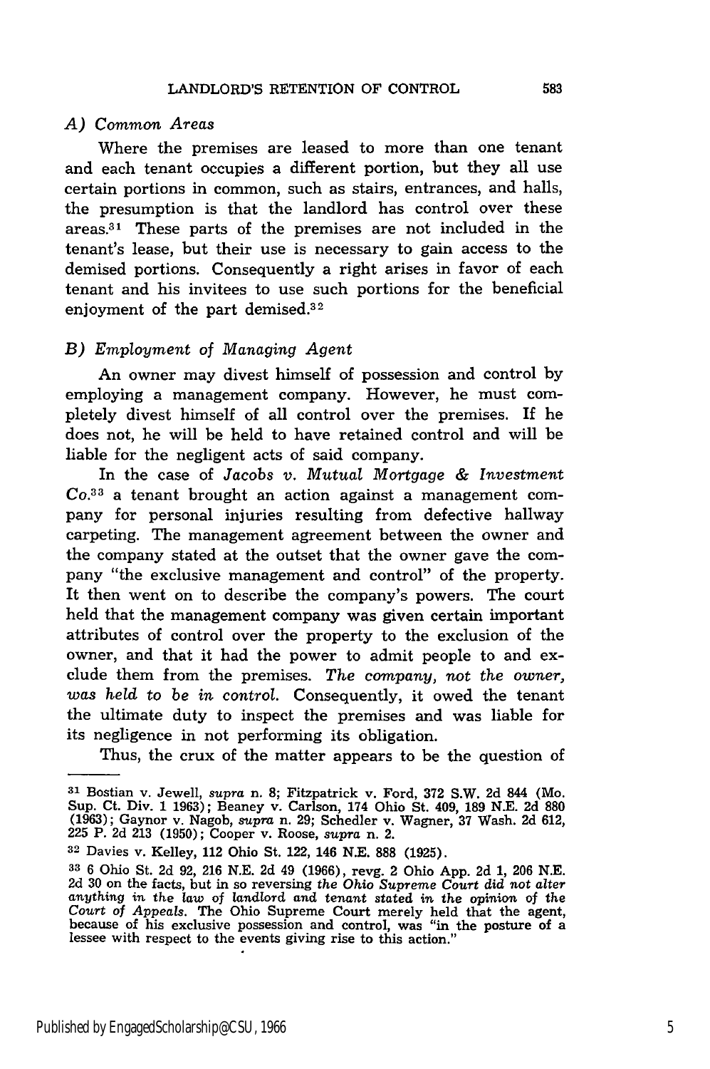### *A) Common Areas*

Where the premises are leased to more than one tenant and each tenant occupies a different portion, but they all use certain portions in common, such as stairs, entrances, and halls, the presumption is that the landlord has control over these areas.[31] These parts of the premises are not included in the tenant's lease, but their use is necessary to gain access to the demised portions. Consequently a right arises in favor of each tenant and his invitees to use such portions for the beneficial enjoyment of the part demised.[32]

### *B) Employment of Managing Agent*

An owner may divest himself of possession and control by employing a management company. However, he must completely divest himself of all control over the premises. If he does not, he will be held to have retained control and will be liable for the negligent acts of said company.

In the case of *Jacobs v. Mutual Mortgage & Investment Co.*[33] a tenant brought an action against a management company for personal injuries resulting from defective hallway carpeting. The management agreement between the owner and the company stated at the outset that the owner gave the company "the exclusive management and control" of the property. It then went on to describe the company's powers. The court held that the management company was given certain important attributes of control over the property to the exclusion of the owner, and that it had the power to admit people to and exclude them from the premises. *The company, not the owner, was held to be in control.* Consequently, it owed the tenant the ultimate duty to inspect the premises and was liable for its negligence in not performing its obligation.

Thus, the crux of the matter appears to be the question of

---

[31] Bostian v. Jewell, *supra* n. 8; Fitzpatrick v. Ford, 372 S.W. 2d 844 (Mo. Sup. Ct. Div. 1 1963); Beaney v. Carlson, 174 Ohio St. 409, 189 N.E. 2d 880 (1963); Gaynor v. Nagob, *supra* n. 29; Schedler v. Wagner, 37 Wash. 2d 612, 225 P. 2d 213 (1950); Cooper v. Roose, *supra* n. 2.

[32] Davies v. Kelley, 112 Ohio St. 122, 146 N.E. 888 (1925).

[33] 6 Ohio St. 2d 92, 216 N.E. 2d 49 (1966), revg. 2 Ohio App. 2d 1, 206 N.E. 2d 30 on the facts, but in so reversing *the Ohio Supreme Court did not alter anything in the law of landlord and tenant stated in the opinion of the Court of Appeals.* The Ohio Supreme Court merely held that the agent, because of his exclusive possession and control, was "in the posture of a lessee with respect to the events giving rise to this action."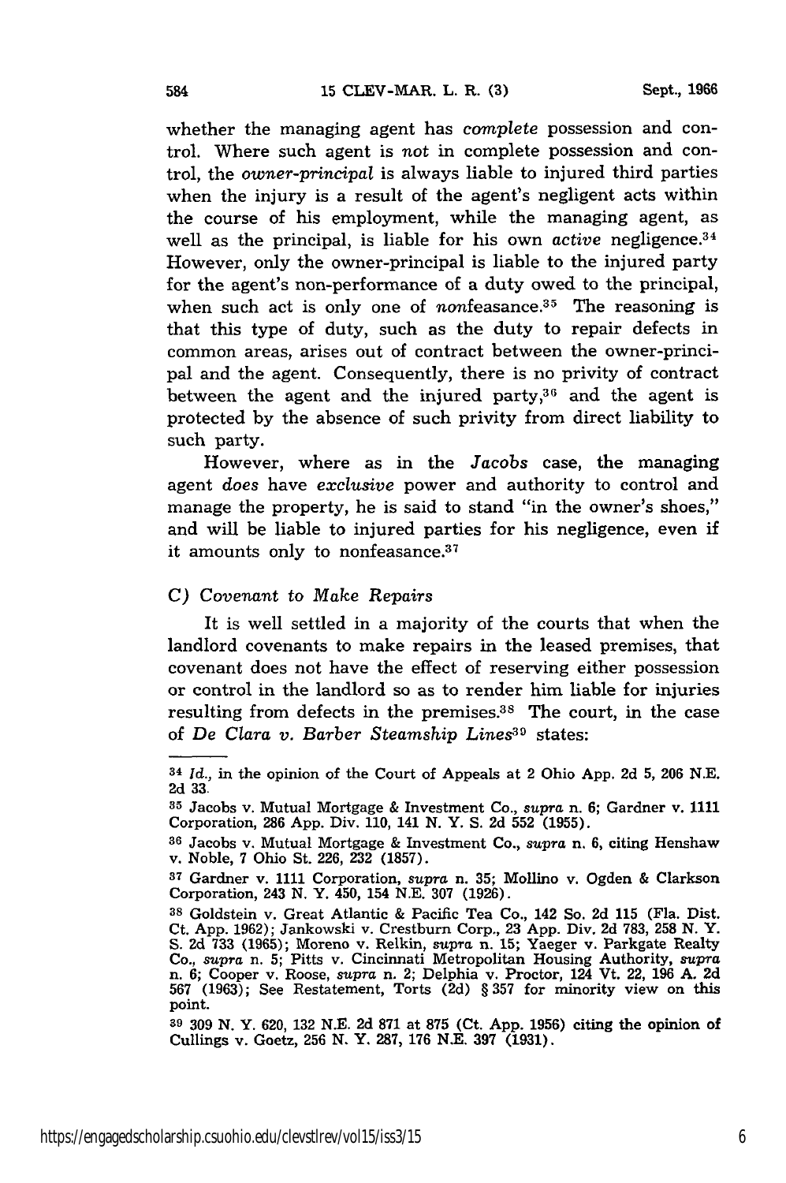whether the managing agent has *complete* possession and control. Where such agent is *not* in complete possession and control, the *owner-principal* is always liable to injured third parties when the injury is a result of the agent's negligent acts within the course of his employment, while the managing agent, as well as the principal, is liable for his own *active* negligence.[34] However, only the owner-principal is liable to the injured party for the agent's non-performance of a duty owed to the principal, when such act is only one of *non*feasance.[35] The reasoning is that this type of duty, such as the duty to repair defects in common areas, arises out of contract between the owner-principal and the agent. Consequently, there is no privity of contract between the agent and the injured party,[36] and the agent is protected by the absence of such privity from direct liability to such party.

However, where as in the *Jacobs* case, the managing agent *does* have *exclusive* power and authority to control and manage the property, he is said to stand "in the owner's shoes," and will be liable to injured parties for his negligence, even if it amounts only to nonfeasance.[37]

### C) *Covenant to Make Repairs*

It is well settled in a majority of the courts that when the landlord covenants to make repairs in the leased premises, that covenant does not have the effect of reserving either possession or control in the landlord so as to render him liable for injuries resulting from defects in the premises.[38] The court, in the case of *De Clara v. Barber Steamship Lines*[39] states:

---

[34] *Id.*, in the opinion of the Court of Appeals at 2 Ohio App. 2d 5, 206 N.E. 2d 33.

[35] Jacobs v. Mutual Mortgage & Investment Co., *supra* n. 6; Gardner v. 1111 Corporation, 286 App. Div. 110, 141 N. Y. S. 2d 552 (1955).

[36] Jacobs v. Mutual Mortgage & Investment Co., *supra* n. 6, citing Henshaw v. Noble, 7 Ohio St. 226, 232 (1857).

[37] Gardner v. 1111 Corporation, *supra* n. 35; Mollino v. Ogden & Clarkson Corporation, 243 N. Y. 450, 154 N.E. 307 (1926).

[38] Goldstein v. Great Atlantic & Pacific Tea Co., 142 So. 2d 115 (Fla. Dist. Ct. App. 1962); Jankowski v. Crestburn Corp., 23 App. Div. 2d 783, 258 N. Y. S. 2d 733 (1965); Moreno v. Relkin, *supra* n. 15; Yaeger v. Parkgate Realty Co., *supra* n. 5; Pitts v. Cincinnati Metropolitan Housing Authority, *supra* n. 6; Cooper v. Roose, *supra* n. 2; Delphia v. Proctor, 124 Vt. 22, 196 A. 2d 567 (1963); See Restatement, Torts (2d) § 357 for minority view on this point.

[39] 309 N. Y. 620, 132 N.E. 2d 871 at 875 (Ct. App. 1956) citing the opinion of Cullings v. Goetz, 256 N. Y. 287, 176 N.E. 397 (1931).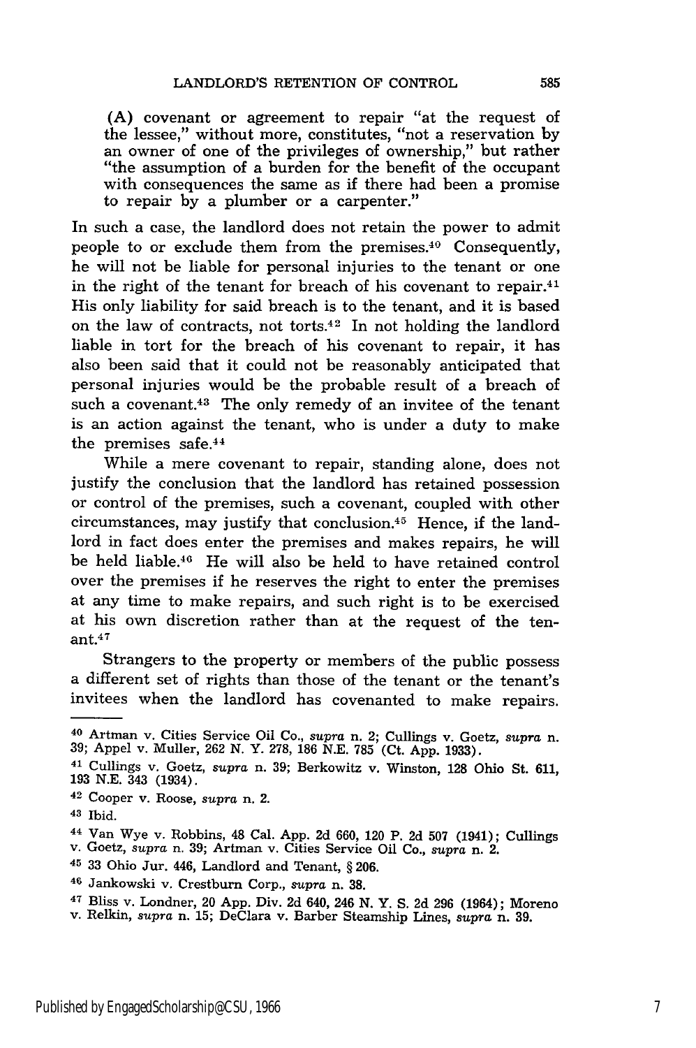> (A) covenant or agreement to repair "at the request of the lessee," without more, constitutes, "not a reservation by an owner of one of the privileges of ownership," but rather "the assumption of a burden for the benefit of the occupant with consequences the same as if there had been a promise to repair by a plumber or a carpenter."

In such a case, the landlord does not retain the power to admit people to or exclude them from the premises.[40] Consequently, he will not be liable for personal injuries to the tenant or one in the right of the tenant for breach of his covenant to repair.[41] His only liability for said breach is to the tenant, and it is based on the law of contracts, not torts.[42] In not holding the landlord liable in tort for the breach of his covenant to repair, it has also been said that it could not be reasonably anticipated that personal injuries would be the probable result of a breach of such a covenant.[43] The only remedy of an invitee of the tenant is an action against the tenant, who is under a duty to make the premises safe.[44]

While a mere covenant to repair, standing alone, does not justify the conclusion that the landlord has retained possession or control of the premises, such a covenant, coupled with other circumstances, may justify that conclusion.[45] Hence, if the landlord in fact does enter the premises and makes repairs, he will be held liable.[46] He will also be held to have retained control over the premises if he reserves the right to enter the premises at any time to make repairs, and such right is to be exercised at his own discretion rather than at the request of the tenant.[47]

Strangers to the property or members of the public possess a different set of rights than those of the tenant or the tenant's invitees when the landlord has covenanted to make repairs.

---

[40] Artman v. Cities Service Oil Co., *supra* n. 2; Cullings v. Goetz, *supra* n. 39; Appel v. Muller, 262 N. Y. 278, 186 N.E. 785 (Ct. App. 1933).

[41] Cullings v. Goetz, *supra* n. 39; Berkowitz v. Winston, 128 Ohio St. 611, 193 N.E. 343 (1934).

[42] Cooper v. Roose, *supra* n. 2.

[43] Ibid.

[44] Van Wye v. Robbins, 48 Cal. App. 2d 660, 120 P. 2d 507 (1941); Cullings v. Goetz, *supra* n. 39; Artman v. Cities Service Oil Co., *supra* n. 2.

[45] 33 Ohio Jur. 446, Landlord and Tenant, § 206.

[46] Jankowski v. Crestburn Corp., *supra* n. 38.

[47] Bliss v. Londner, 20 App. Div. 2d 640, 246 N. Y. S. 2d 296 (1964); Moreno v. Relkin, *supra* n. 15; DeClara v. Barber Steamship Lines, *supra* n. 39.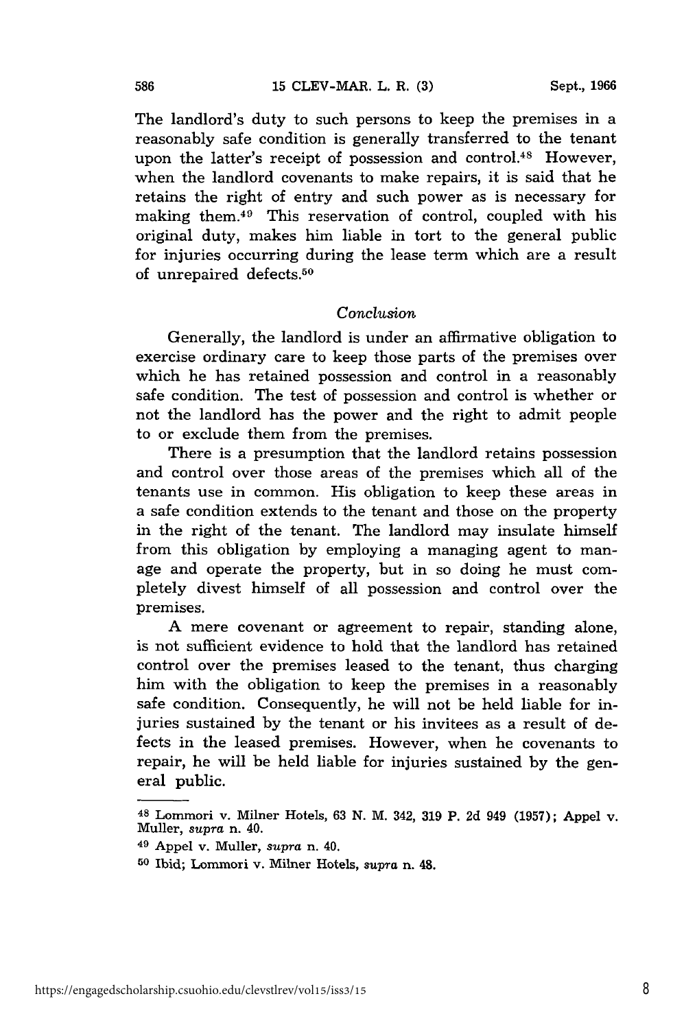The landlord's duty to such persons to keep the premises in a reasonably safe condition is generally transferred to the tenant upon the latter's receipt of possession and control.[48] However, when the landlord covenants to make repairs, it is said that he retains the right of entry and such power as is necessary for making them.[49] This reservation of control, coupled with his original duty, makes him liable in tort to the general public for injuries occurring during the lease term which are a result of unrepaired defects.[50]

### *Conclusion*

Generally, the landlord is under an affirmative obligation to exercise ordinary care to keep those parts of the premises over which he has retained possession and control in a reasonably safe condition. The test of possession and control is whether or not the landlord has the power and the right to admit people to or exclude them from the premises.

There is a presumption that the landlord retains possession and control over those areas of the premises which all of the tenants use in common. His obligation to keep these areas in a safe condition extends to the tenant and those on the property in the right of the tenant. The landlord may insulate himself from this obligation by employing a managing agent to manage and operate the property, but in so doing he must completely divest himself of all possession and control over the premises.

A mere covenant or agreement to repair, standing alone, is not sufficient evidence to hold that the landlord has retained control over the premises leased to the tenant, thus charging him with the obligation to keep the premises in a reasonably safe condition. Consequently, he will not be held liable for injuries sustained by the tenant or his invitees as a result of defects in the leased premises. However, when he covenants to repair, he will be held liable for injuries sustained by the general public.

---

[48] Lommori v. Milner Hotels, 63 N. M. 342, 319 P. 2d 949 (1957); Appel v. Muller, *supra* n. 40.

[49] Appel v. Muller, *supra* n. 40.

[50] Ibid; Lommori v. Milner Hotels, *supra* n. 48.